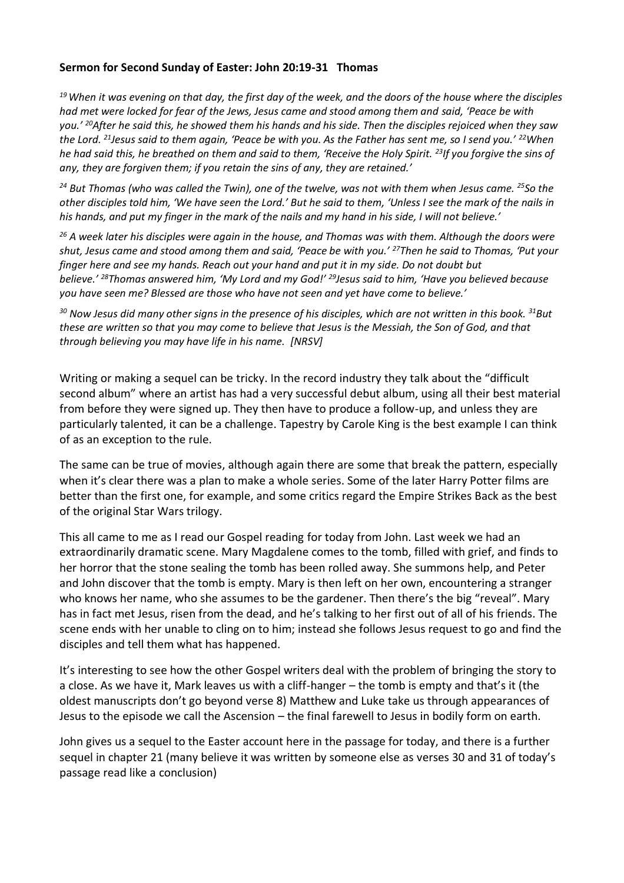**Sermon for Second Sunday of Easter: John 20:19-31 Thomas**

*[19] When it was evening on that day, the first day of the week, and the doors of the house where the disciples had met were locked for fear of the Jews, Jesus came and stood among them and said, 'Peace be with you.' [20]After he said this, he showed them his hands and his side. Then the disciples rejoiced when they saw the Lord. [21]Jesus said to them again, 'Peace be with you. As the Father has sent me, so I send you.' [22]When he had said this, he breathed on them and said to them, 'Receive the Holy Spirit. [23]If you forgive the sins of any, they are forgiven them; if you retain the sins of any, they are retained.'*

*[24] But Thomas (who was called the Twin), one of the twelve, was not with them when Jesus came. [25]So the other disciples told him, 'We have seen the Lord.' But he said to them, 'Unless I see the mark of the nails in his hands, and put my finger in the mark of the nails and my hand in his side, I will not believe.'*

*[26] A week later his disciples were again in the house, and Thomas was with them. Although the doors were shut, Jesus came and stood among them and said, 'Peace be with you.' [27]Then he said to Thomas, 'Put your finger here and see my hands. Reach out your hand and put it in my side. Do not doubt but believe.' [28]Thomas answered him, 'My Lord and my God!' [29]Jesus said to him, 'Have you believed because you have seen me? Blessed are those who have not seen and yet have come to believe.'*

*[30] Now Jesus did many other signs in the presence of his disciples, which are not written in this book. [31]But these are written so that you may come to believe that Jesus is the Messiah, the Son of God, and that through believing you may have life in his name. [NRSV]*

Writing or making a sequel can be tricky. In the record industry they talk about the "difficult second album" where an artist has had a very successful debut album, using all their best material from before they were signed up. They then have to produce a follow-up, and unless they are particularly talented, it can be a challenge. Tapestry by Carole King is the best example I can think of as an exception to the rule.

The same can be true of movies, although again there are some that break the pattern, especially when it's clear there was a plan to make a whole series. Some of the later Harry Potter films are better than the first one, for example, and some critics regard the Empire Strikes Back as the best of the original Star Wars trilogy.

This all came to me as I read our Gospel reading for today from John. Last week we had an extraordinarily dramatic scene. Mary Magdalene comes to the tomb, filled with grief, and finds to her horror that the stone sealing the tomb has been rolled away. She summons help, and Peter and John discover that the tomb is empty. Mary is then left on her own, encountering a stranger who knows her name, who she assumes to be the gardener. Then there's the big "reveal". Mary has in fact met Jesus, risen from the dead, and he's talking to her first out of all of his friends. The scene ends with her unable to cling on to him; instead she follows Jesus request to go and find the disciples and tell them what has happened.

It's interesting to see how the other Gospel writers deal with the problem of bringing the story to a close. As we have it, Mark leaves us with a cliff-hanger – the tomb is empty and that's it (the oldest manuscripts don't go beyond verse 8) Matthew and Luke take us through appearances of Jesus to the episode we call the Ascension – the final farewell to Jesus in bodily form on earth.

John gives us a sequel to the Easter account here in the passage for today, and there is a further sequel in chapter 21 (many believe it was written by someone else as verses 30 and 31 of today's passage read like a conclusion)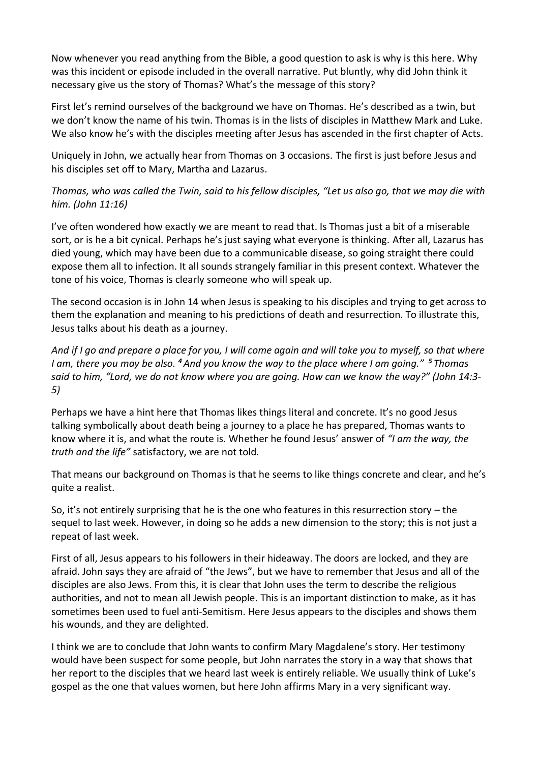Now whenever you read anything from the Bible, a good question to ask is why is this here. Why was this incident or episode included in the overall narrative. Put bluntly, why did John think it necessary give us the story of Thomas? What's the message of this story?

First let's remind ourselves of the background we have on Thomas. He's described as a twin, but we don't know the name of his twin. Thomas is in the lists of disciples in Matthew Mark and Luke. We also know he's with the disciples meeting after Jesus has ascended in the first chapter of Acts.

Uniquely in John, we actually hear from Thomas on 3 occasions. The first is just before Jesus and his disciples set off to Mary, Martha and Lazarus.

*Thomas, who was called the Twin, said to his fellow disciples, "Let us also go, that we may die with him. (John 11:16)*

I've often wondered how exactly we are meant to read that. Is Thomas just a bit of a miserable sort, or is he a bit cynical. Perhaps he's just saying what everyone is thinking. After all, Lazarus has died young, which may have been due to a communicable disease, so going straight there could expose them all to infection. It all sounds strangely familiar in this present context. Whatever the tone of his voice, Thomas is clearly someone who will speak up.

The second occasion is in John 14 when Jesus is speaking to his disciples and trying to get across to them the explanation and meaning to his predictions of death and resurrection. To illustrate this, Jesus talks about his death as a journey.

*And if I go and prepare a place for you, I will come again and will take you to myself, so that where I am, there you may be also. **4** And you know the way to the place where I am going." **5** Thomas said to him, "Lord, we do not know where you are going. How can we know the way?" (John 14:3-5)*

Perhaps we have a hint here that Thomas likes things literal and concrete. It's no good Jesus talking symbolically about death being a journey to a place he has prepared, Thomas wants to know where it is, and what the route is. Whether he found Jesus' answer of *"I am the way, the truth and the life"* satisfactory, we are not told.

That means our background on Thomas is that he seems to like things concrete and clear, and he's quite a realist.

So, it's not entirely surprising that he is the one who features in this resurrection story – the sequel to last week. However, in doing so he adds a new dimension to the story; this is not just a repeat of last week.

First of all, Jesus appears to his followers in their hideaway. The doors are locked, and they are afraid. John says they are afraid of "the Jews", but we have to remember that Jesus and all of the disciples are also Jews. From this, it is clear that John uses the term to describe the religious authorities, and not to mean all Jewish people. This is an important distinction to make, as it has sometimes been used to fuel anti-Semitism. Here Jesus appears to the disciples and shows them his wounds, and they are delighted.

I think we are to conclude that John wants to confirm Mary Magdalene's story. Her testimony would have been suspect for some people, but John narrates the story in a way that shows that her report to the disciples that we heard last week is entirely reliable. We usually think of Luke's gospel as the one that values women, but here John affirms Mary in a very significant way.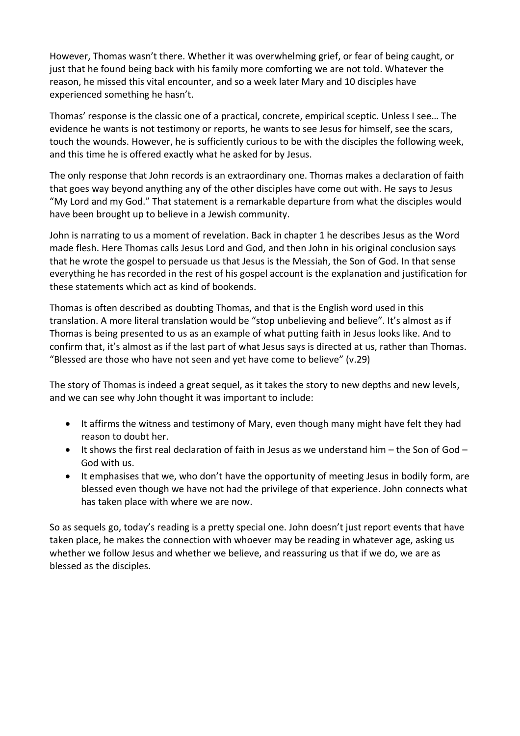However, Thomas wasn't there. Whether it was overwhelming grief, or fear of being caught, or just that he found being back with his family more comforting we are not told. Whatever the reason, he missed this vital encounter, and so a week later Mary and 10 disciples have experienced something he hasn't.

Thomas' response is the classic one of a practical, concrete, empirical sceptic. Unless I see… The evidence he wants is not testimony or reports, he wants to see Jesus for himself, see the scars, touch the wounds. However, he is sufficiently curious to be with the disciples the following week, and this time he is offered exactly what he asked for by Jesus.

The only response that John records is an extraordinary one. Thomas makes a declaration of faith that goes way beyond anything any of the other disciples have come out with. He says to Jesus "My Lord and my God." That statement is a remarkable departure from what the disciples would have been brought up to believe in a Jewish community.

John is narrating to us a moment of revelation. Back in chapter 1 he describes Jesus as the Word made flesh. Here Thomas calls Jesus Lord and God, and then John in his original conclusion says that he wrote the gospel to persuade us that Jesus is the Messiah, the Son of God. In that sense everything he has recorded in the rest of his gospel account is the explanation and justification for these statements which act as kind of bookends.

Thomas is often described as doubting Thomas, and that is the English word used in this translation. A more literal translation would be "stop unbelieving and believe". It's almost as if Thomas is being presented to us as an example of what putting faith in Jesus looks like. And to confirm that, it's almost as if the last part of what Jesus says is directed at us, rather than Thomas. "Blessed are those who have not seen and yet have come to believe" (v.29)

The story of Thomas is indeed a great sequel, as it takes the story to new depths and new levels, and we can see why John thought it was important to include:

- It affirms the witness and testimony of Mary, even though many might have felt they had reason to doubt her.
- It shows the first real declaration of faith in Jesus as we understand him – the Son of God – God with us.
- It emphasises that we, who don't have the opportunity of meeting Jesus in bodily form, are blessed even though we have not had the privilege of that experience. John connects what has taken place with where we are now.

So as sequels go, today's reading is a pretty special one. John doesn't just report events that have taken place, he makes the connection with whoever may be reading in whatever age, asking us whether we follow Jesus and whether we believe, and reassuring us that if we do, we are as blessed as the disciples.